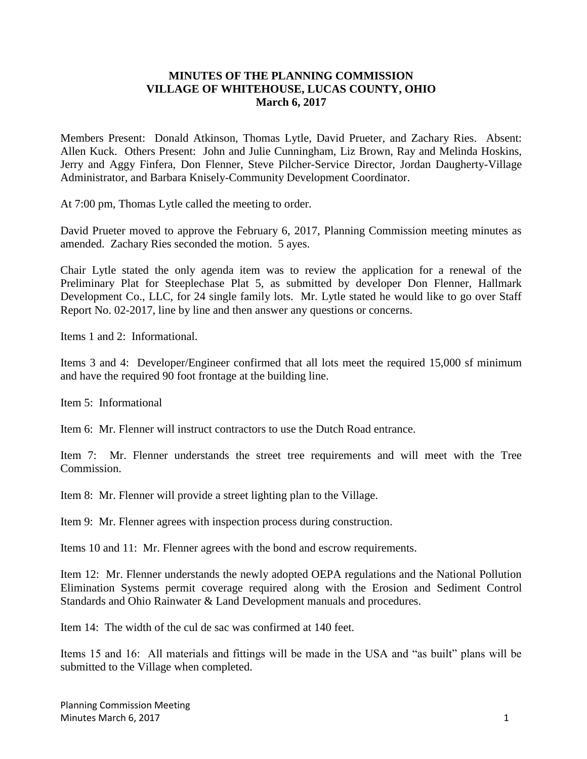# MINUTES OF THE PLANNING COMMISSION
# VILLAGE OF WHITEHOUSE, LUCAS COUNTY, OHIO
# March 6, 2017

Members Present: Donald Atkinson, Thomas Lytle, David Prueter, and Zachary Ries. Absent: Allen Kuck. Others Present: John and Julie Cunningham, Liz Brown, Ray and Melinda Hoskins, Jerry and Aggy Finfera, Don Flenner, Steve Pilcher-Service Director, Jordan Daugherty-Village Administrator, and Barbara Knisely-Community Development Coordinator.

At 7:00 pm, Thomas Lytle called the meeting to order.

David Prueter moved to approve the February 6, 2017, Planning Commission meeting minutes as amended. Zachary Ries seconded the motion. 5 ayes.

Chair Lytle stated the only agenda item was to review the application for a renewal of the Preliminary Plat for Steeplechase Plat 5, as submitted by developer Don Flenner, Hallmark Development Co., LLC, for 24 single family lots. Mr. Lytle stated he would like to go over Staff Report No. 02-2017, line by line and then answer any questions or concerns.

Items 1 and 2: Informational.

Items 3 and 4: Developer/Engineer confirmed that all lots meet the required 15,000 sf minimum and have the required 90 foot frontage at the building line.

Item 5: Informational

Item 6: Mr. Flenner will instruct contractors to use the Dutch Road entrance.

Item 7: Mr. Flenner understands the street tree requirements and will meet with the Tree Commission.

Item 8: Mr. Flenner will provide a street lighting plan to the Village.

Item 9: Mr. Flenner agrees with inspection process during construction.

Items 10 and 11: Mr. Flenner agrees with the bond and escrow requirements.

Item 12: Mr. Flenner understands the newly adopted OEPA regulations and the National Pollution Elimination Systems permit coverage required along with the Erosion and Sediment Control Standards and Ohio Rainwater & Land Development manuals and procedures.

Item 14: The width of the cul de sac was confirmed at 140 feet.

Items 15 and 16: All materials and fittings will be made in the USA and "as built" plans will be submitted to the Village when completed.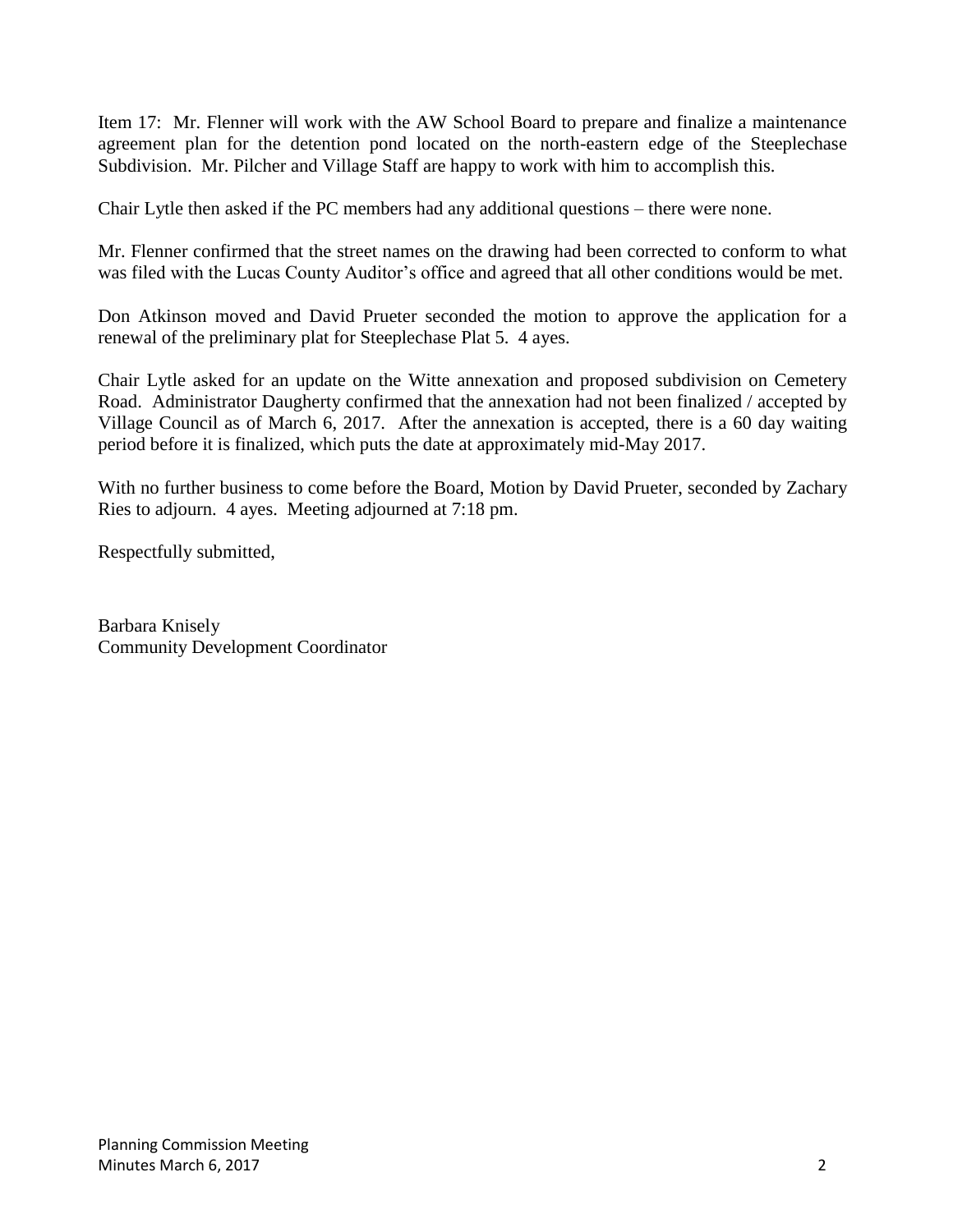Item 17: Mr. Flenner will work with the AW School Board to prepare and finalize a maintenance agreement plan for the detention pond located on the north-eastern edge of the Steeplechase Subdivision. Mr. Pilcher and Village Staff are happy to work with him to accomplish this.

Chair Lytle then asked if the PC members had any additional questions – there were none.

Mr. Flenner confirmed that the street names on the drawing had been corrected to conform to what was filed with the Lucas County Auditor's office and agreed that all other conditions would be met.

Don Atkinson moved and David Prueter seconded the motion to approve the application for a renewal of the preliminary plat for Steeplechase Plat 5. 4 ayes.

Chair Lytle asked for an update on the Witte annexation and proposed subdivision on Cemetery Road. Administrator Daugherty confirmed that the annexation had not been finalized / accepted by Village Council as of March 6, 2017. After the annexation is accepted, there is a 60 day waiting period before it is finalized, which puts the date at approximately mid-May 2017.

With no further business to come before the Board, Motion by David Prueter, seconded by Zachary Ries to adjourn. 4 ayes. Meeting adjourned at 7:18 pm.

Respectfully submitted,

Barbara Knisely
Community Development Coordinator